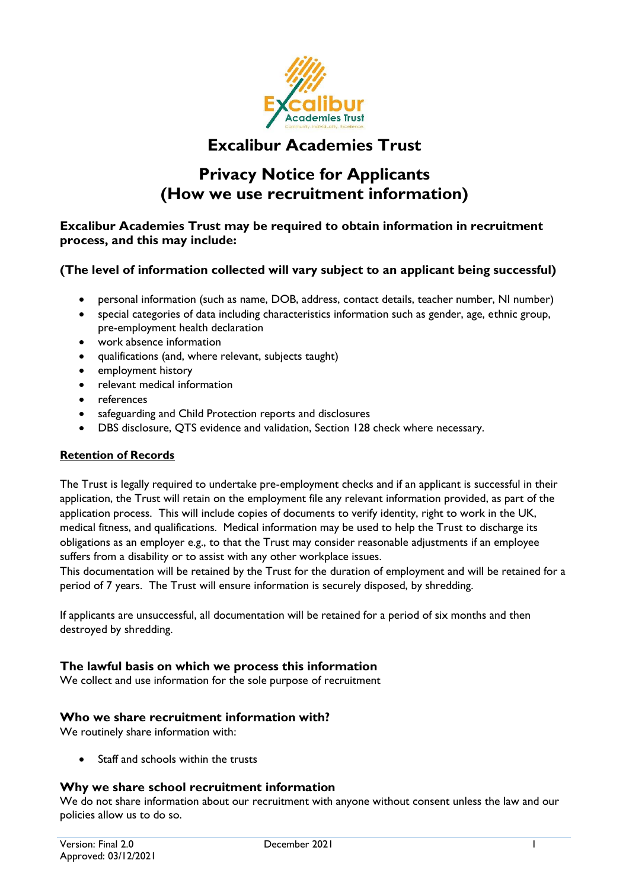# Excalibur Academies Trust

## Privacy Notice for Applicants (How we use recruitment information)

**Excalibur Academies Trust may be required to obtain information in recruitment process, and this may include:**

**(The level of information collected will vary subject to an applicant being successful)**

- personal information (such as name, DOB, address, contact details, teacher number, NI number)
- special categories of data including characteristics information such as gender, age, ethnic group, pre-employment health declaration
- work absence information
- qualifications (and, where relevant, subjects taught)
- employment history
- relevant medical information
- references
- safeguarding and Child Protection reports and disclosures
- DBS disclosure, QTS evidence and validation, Section 128 check where necessary.

**Retention of Records**

The Trust is legally required to undertake pre-employment checks and if an applicant is successful in their application, the Trust will retain on the employment file any relevant information provided, as part of the application process. This will include copies of documents to verify identity, right to work in the UK, medical fitness, and qualifications. Medical information may be used to help the Trust to discharge its obligations as an employer e.g., to that the Trust may consider reasonable adjustments if an employee suffers from a disability or to assist with any other workplace issues.
This documentation will be retained by the Trust for the duration of employment and will be retained for a period of 7 years. The Trust will ensure information is securely disposed, by shredding.

If applicants are unsuccessful, all documentation will be retained for a period of six months and then destroyed by shredding.

### The lawful basis on which we process this information

We collect and use information for the sole purpose of recruitment

### Who we share recruitment information with?

We routinely share information with:

- Staff and schools within the trusts

### Why we share school recruitment information

We do not share information about our recruitment with anyone without consent unless the law and our policies allow us to do so.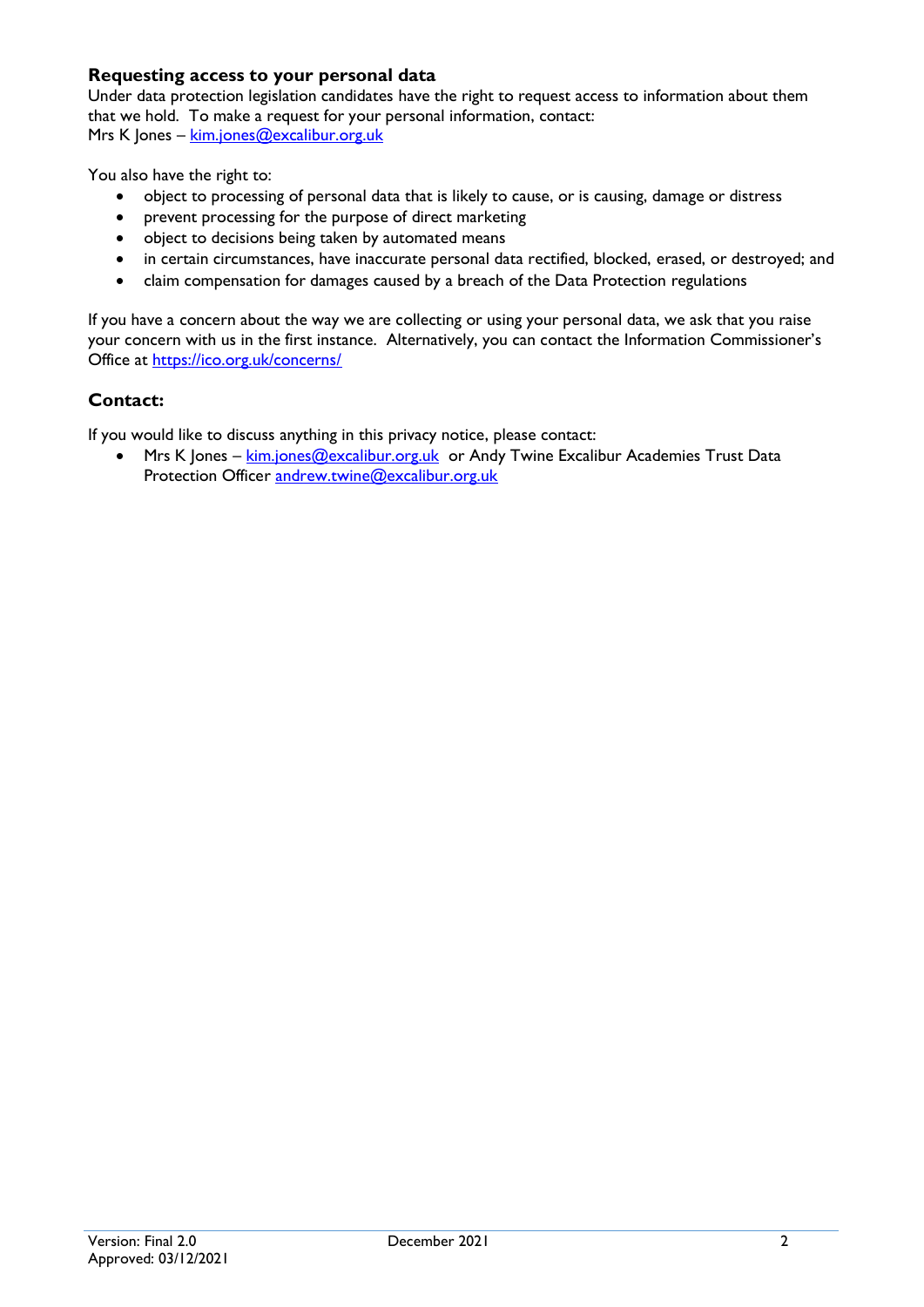### Requesting access to your personal data

Under data protection legislation candidates have the right to request access to information about them that we hold. To make a request for your personal information, contact:
Mrs K Jones – kim.jones@excalibur.org.uk

You also have the right to:

- object to processing of personal data that is likely to cause, or is causing, damage or distress
- prevent processing for the purpose of direct marketing
- object to decisions being taken by automated means
- in certain circumstances, have inaccurate personal data rectified, blocked, erased, or destroyed; and
- claim compensation for damages caused by a breach of the Data Protection regulations

If you have a concern about the way we are collecting or using your personal data, we ask that you raise your concern with us in the first instance. Alternatively, you can contact the Information Commissioner's Office at https://ico.org.uk/concerns/

### Contact:

If you would like to discuss anything in this privacy notice, please contact:

- Mrs K Jones – kim.jones@excalibur.org.uk or Andy Twine Excalibur Academies Trust Data Protection Officer andrew.twine@excalibur.org.uk